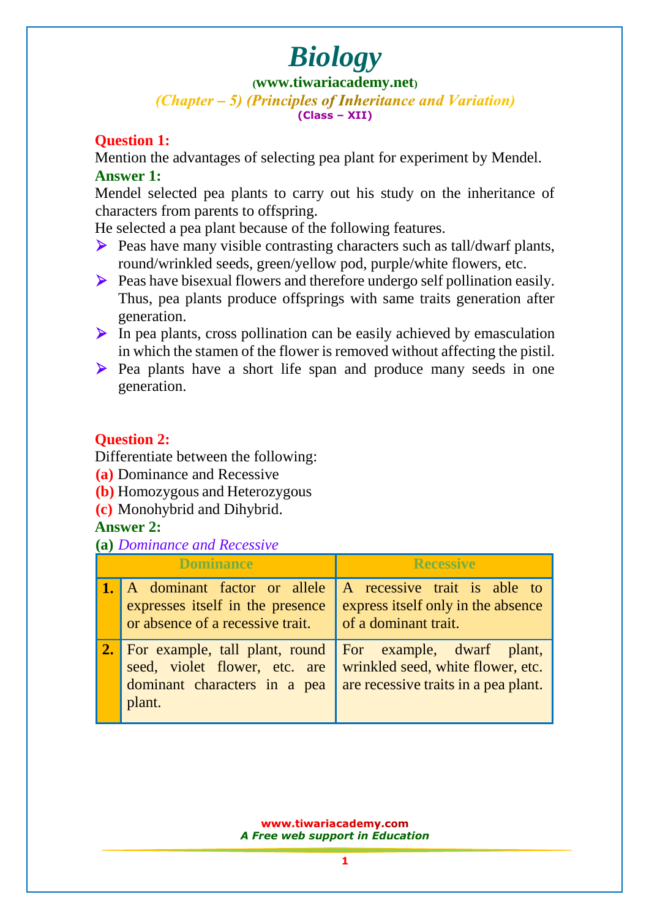# Biology

(www.tiwariacademy.net)

*(Chapter – 5) (Principles of Inheritance and Variation)*

**(Class – XII)**

**Question 1:**

Mention the advantages of selecting pea plant for experiment by Mendel.

**Answer 1:**

Mendel selected pea plants to carry out his study on the inheritance of characters from parents to offspring.

He selected a pea plant because of the following features.

- Peas have many visible contrasting characters such as tall/dwarf plants, round/wrinkled seeds, green/yellow pod, purple/white flowers, etc.
- Peas have bisexual flowers and therefore undergo self pollination easily. Thus, pea plants produce offsprings with same traits generation after generation.
- In pea plants, cross pollination can be easily achieved by emasculation in which the stamen of the flower is removed without affecting the pistil.
- Pea plants have a short life span and produce many seeds in one generation.

**Question 2:**

Differentiate between the following:

**(a)** Dominance and Recessive

**(b)** Homozygous and Heterozygous

**(c)** Monohybrid and Dihybrid.

**Answer 2:**

**(a)** *Dominance and Recessive*

| | Dominance | Recessive |
|---|---|---|
| **1.** | A dominant factor or allele expresses itself in the presence or absence of a recessive trait. | A recessive trait is able to express itself only in the absence of a dominant trait. |
| **2.** | For example, tall plant, round seed, violet flower, etc. are dominant characters in a pea plant. | For example, dwarf plant, wrinkled seed, white flower, etc. are recessive traits in a pea plant. |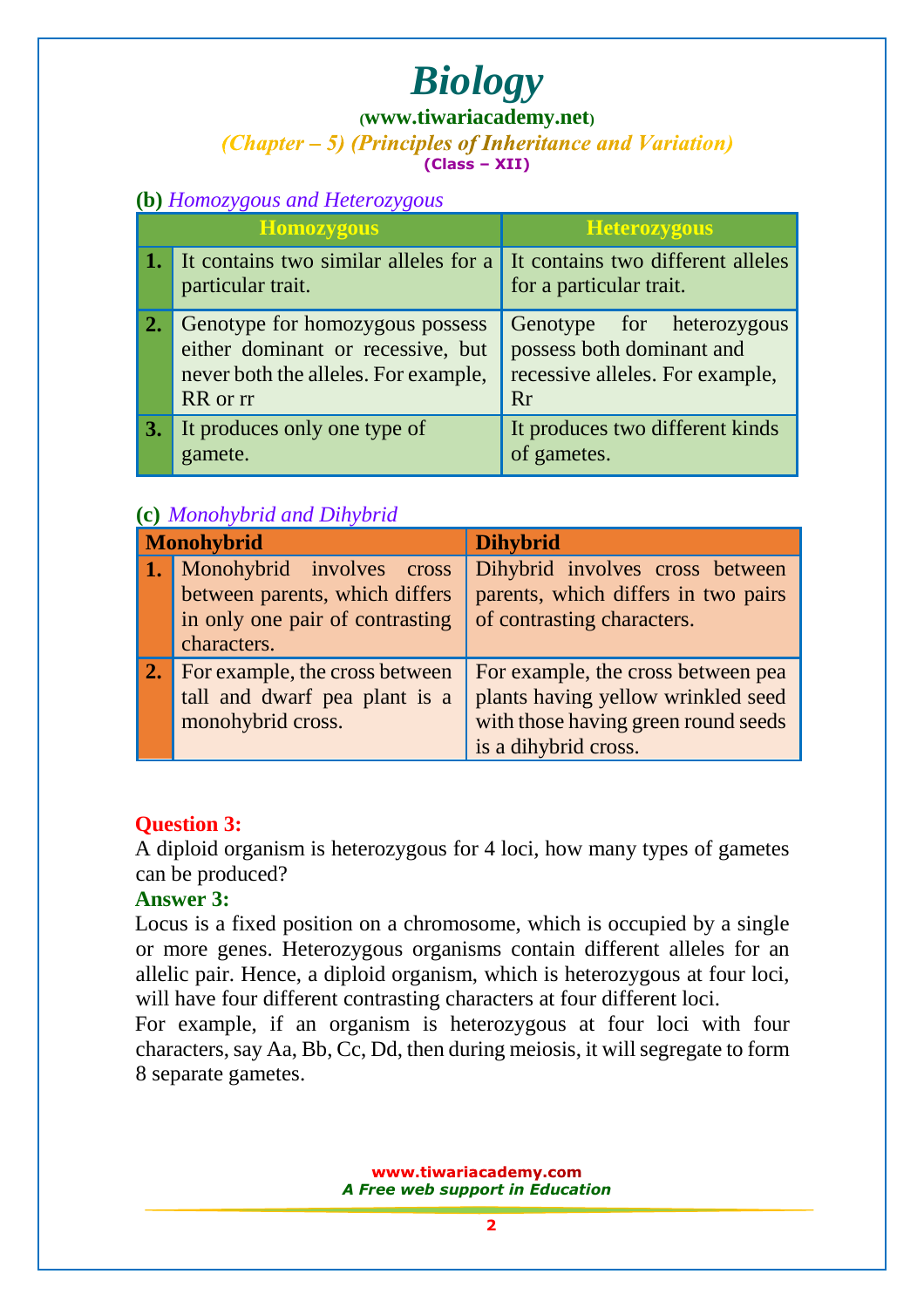**(b)** *Homozygous and Heterozygous*

| | Homozygous | Heterozygous |
|---|---|---|
| **1.** | It contains two similar alleles for a particular trait. | It contains two different alleles for a particular trait. |
| **2.** | Genotype for homozygous possess either dominant or recessive, but never both the alleles. For example, RR or rr | Genotype for heterozygous possess both dominant and recessive alleles. For example, Rr |
| **3.** | It produces only one type of gamete. | It produces two different kinds of gametes. |

**(c)** *Monohybrid and Dihybrid*

| | Monohybrid | Dihybrid |
|---|---|---|
| **1.** | Monohybrid involves cross between parents, which differs in only one pair of contrasting characters. | Dihybrid involves cross between parents, which differs in two pairs of contrasting characters. |
| **2.** | For example, the cross between tall and dwarf pea plant is a monohybrid cross. | For example, the cross between pea plants having yellow wrinkled seed with those having green round seeds is a dihybrid cross. |

**Question 3:**

A diploid organism is heterozygous for 4 loci, how many types of gametes can be produced?

**Answer 3:**

Locus is a fixed position on a chromosome, which is occupied by a single or more genes. Heterozygous organisms contain different alleles for an allelic pair. Hence, a diploid organism, which is heterozygous at four loci, will have four different contrasting characters at four different loci.

For example, if an organism is heterozygous at four loci with four characters, say Aa, Bb, Cc, Dd, then during meiosis, it will segregate to form 8 separate gametes.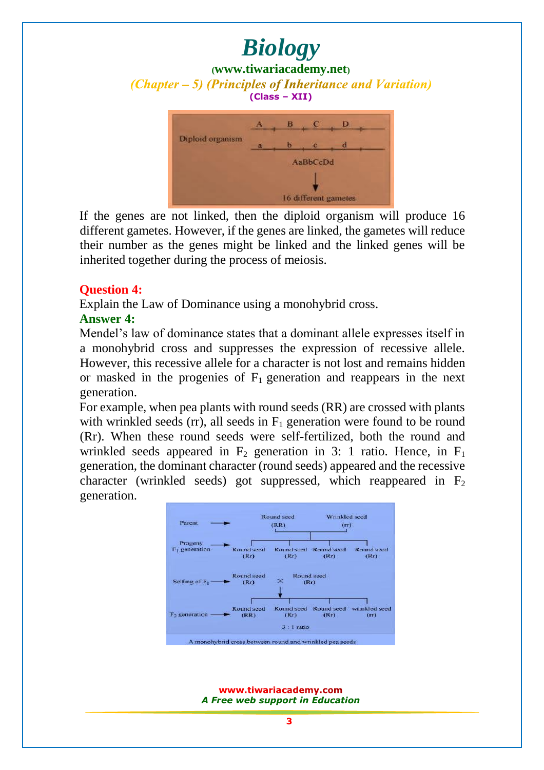Diploid organism

A B C D

a b c d

AaBbCcDd

16 different gametes

If the genes are not linked, then the diploid organism will produce 16 different gametes. However, if the genes are linked, the gametes will reduce their number as the genes might be linked and the linked genes will be inherited together during the process of meiosis.

**Question 4:**

Explain the Law of Dominance using a monohybrid cross.

**Answer 4:**

Mendel's law of dominance states that a dominant allele expresses itself in a monohybrid cross and suppresses the expression of recessive allele. However, this recessive allele for a character is not lost and remains hidden or masked in the progenies of $F_1$ generation and reappears in the next generation.

For example, when pea plants with round seeds (RR) are crossed with plants with wrinkled seeds (rr), all seeds in $F_1$ generation were found to be round (Rr). When these round seeds were self-fertilized, both the round and wrinkled seeds appeared in $F_2$ generation in 3: 1 ratio. Hence, in $F_1$ generation, the dominant character (round seeds) appeared and the recessive character (wrinkled seeds) got suppressed, which reappeared in $F_2$ generation.

Parent → Round seed (RR) | Wrinkled seed (rr)

Progeny $F_1$ generation → Round seed (Rr) | Round seed (Rr) | Round seed (Rr) | Round seed (Rr)

Selfing of $F_1$ → Round seed (Rr) × Round seed (Rr)

$F_2$ generation → Round seed (RR) | Round seed (Rr) | Round seed (Rr) | wrinkled seed (rr)

3 : 1 ratio

A monohybrid cross between round and wrinkled pea seeds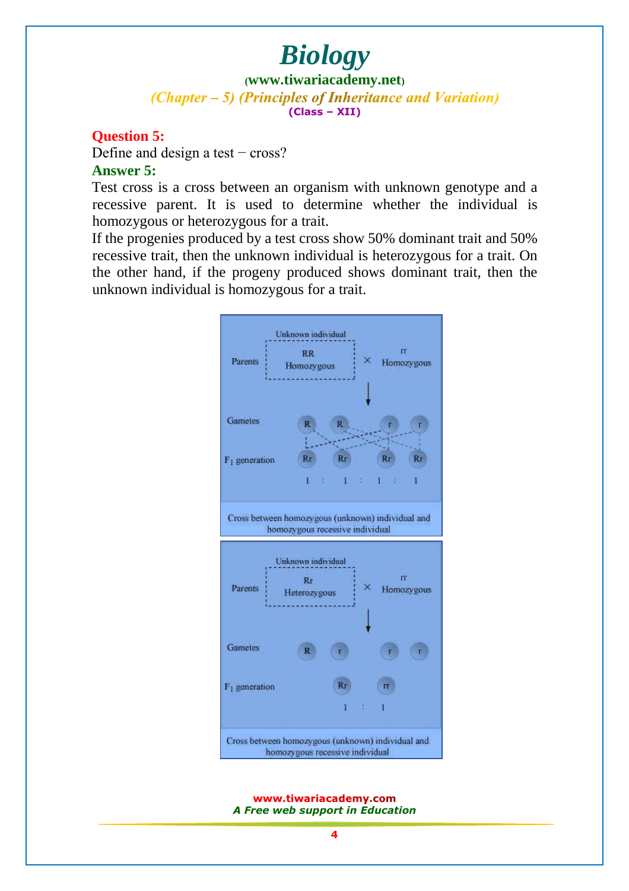**Question 5:**

Define and design a test − cross?

**Answer 5:**

Test cross is a cross between an organism with unknown genotype and a recessive parent. It is used to determine whether the individual is homozygous or heterozygous for a trait.

If the progenies produced by a test cross show 50% dominant trait and 50% recessive trait, then the unknown individual is heterozygous for a trait. On the other hand, if the progeny produced shows dominant trait, then the unknown individual is homozygous for a trait.

Unknown individual

Parents RR Homozygous × rr Homozygous

Gametes R R r r

$F_1$ generation Rr Rr Rr Rr

1 : 1 : 1 : 1

Cross between homozygous (unknown) individual and homozygous recessive individual

Unknown individual

Parents Rr Heterozygous × rr Homozygous

Gametes R r r r

$F_1$ generation Rr rr

1 : 1

Cross between homozygous (unknown) individual and homozygous recessive individual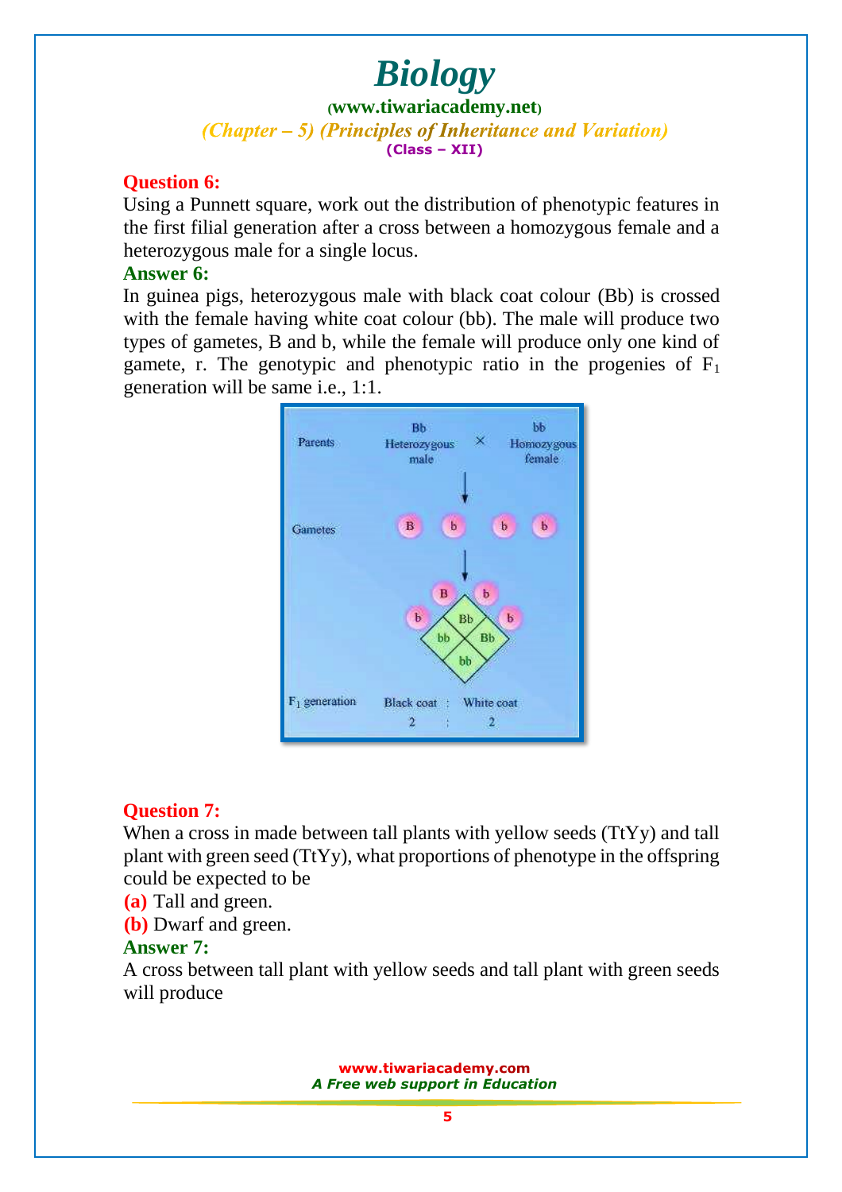**Question 6:**

Using a Punnett square, work out the distribution of phenotypic features in the first filial generation after a cross between a homozygous female and a heterozygous male for a single locus.

**Answer 6:**

In guinea pigs, heterozygous male with black coat colour (Bb) is crossed with the female having white coat colour (bb). The male will produce two types of gametes, B and b, while the female will produce only one kind of gamete, r. The genotypic and phenotypic ratio in the progenies of $F_1$ generation will be same i.e., 1:1.

Parents
Bb Heterozygous male × bb Homozygous female

Gametes
B b b b

B b
b b
Bb bb Bb bb

$F_1$ generation
Black coat : White coat
2 : 2

**Question 7:**

When a cross in made between tall plants with yellow seeds (TtYy) and tall plant with green seed (TtYy), what proportions of phenotype in the offspring could be expected to be

**(a)** Tall and green.

**(b)** Dwarf and green.

**Answer 7:**

A cross between tall plant with yellow seeds and tall plant with green seeds will produce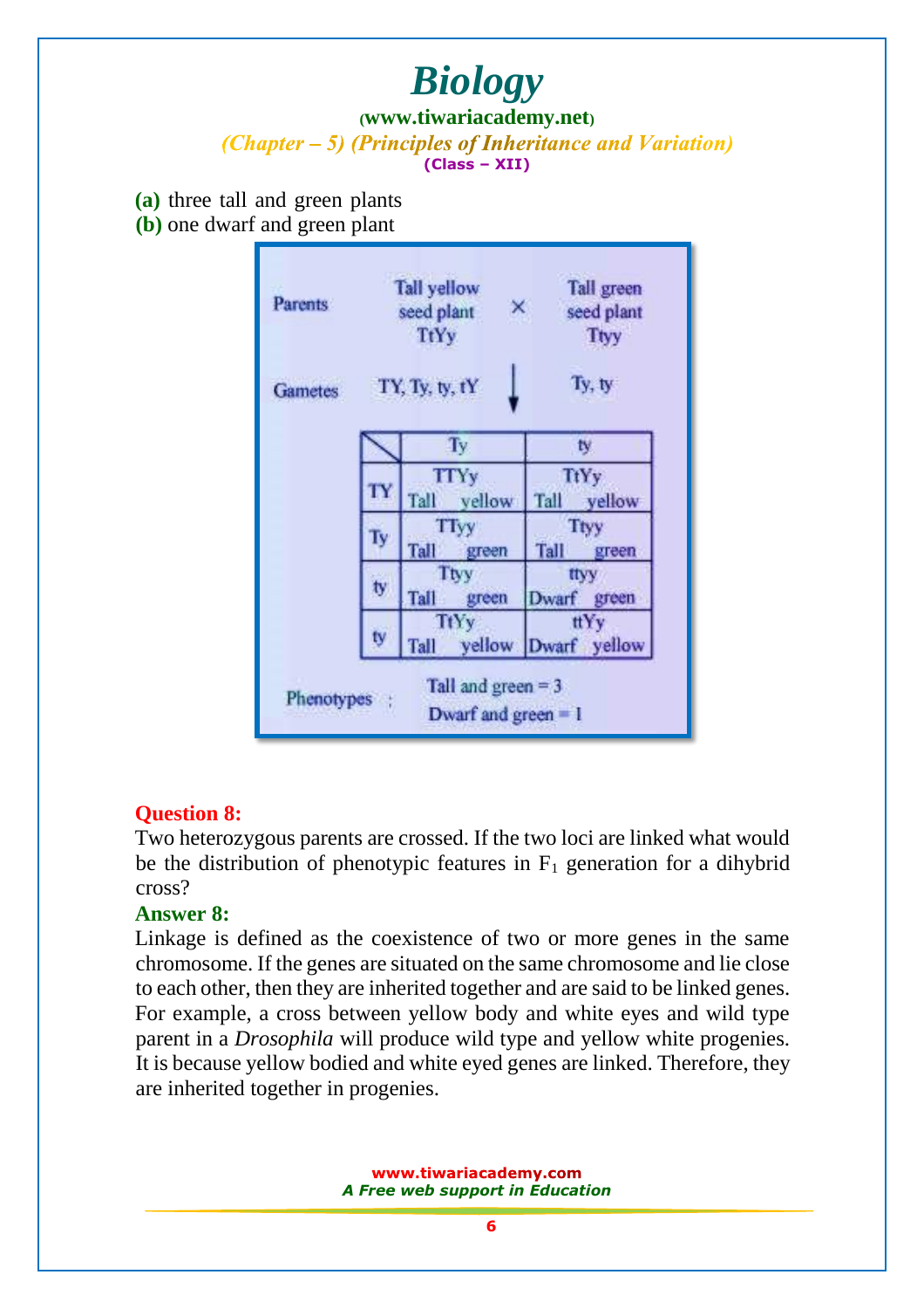**(a)** three tall and green plants
**(b)** one dwarf and green plant

Parents: Tall yellow seed plant TtYy × Tall green seed plant Ttyy

Gametes: TY, Ty, ty, tY → Ty, ty

| | Ty | ty |
|---|---|---|
| TY | TTYy Tall yellow | TtYy Tall yellow |
| Ty | TTyy Tall green | Ttyy Tall green |
| ty | Ttyy Tall green | ttyy Dwarf green |
| ty | TtYy Tall yellow | ttYy Dwarf yellow |

Phenotypes : Tall and green = 3
Dwarf and green = 1

**Question 8:**

Two heterozygous parents are crossed. If the two loci are linked what would be the distribution of phenotypic features in $F_1$ generation for a dihybrid cross?

**Answer 8:**

Linkage is defined as the coexistence of two or more genes in the same chromosome. If the genes are situated on the same chromosome and lie close to each other, then they are inherited together and are said to be linked genes. For example, a cross between yellow body and white eyes and wild type parent in a *Drosophila* will produce wild type and yellow white progenies. It is because yellow bodied and white eyed genes are linked. Therefore, they are inherited together in progenies.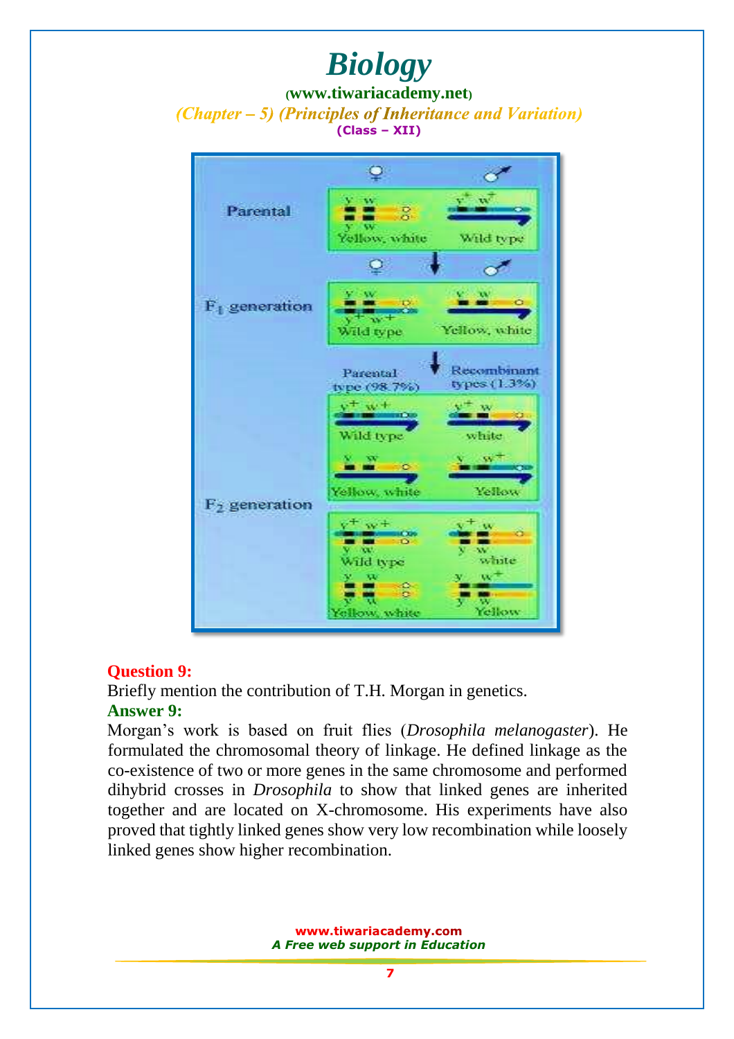♀ ♂

Parental

y w

y w

Yellow, white

$y^+$ $w^+$

Wild type

♀ ♂

$F_1$ generation

y w

$y^+$ $w^+$

Wild type

y w

Yellow, white

Parental type (98.7%)

Recombinant types (1.3%)

$y^+$ $w^+$

Wild type

$y^+$ w

white

y w

Yellow, white

y $w^+$

Yellow

$F_2$ generation

$y^+$ $w^+$

y w

Wild type

$y^+$ w

y w

white

y w

y w

Yellow, white

y $w^+$

y w

Yellow

**Question 9:**

Briefly mention the contribution of T.H. Morgan in genetics.

**Answer 9:**

Morgan's work is based on fruit flies (*Drosophila melanogaster*). He formulated the chromosomal theory of linkage. He defined linkage as the co-existence of two or more genes in the same chromosome and performed dihybrid crosses in *Drosophila* to show that linked genes are inherited together and are located on X-chromosome. His experiments have also proved that tightly linked genes show very low recombination while loosely linked genes show higher recombination.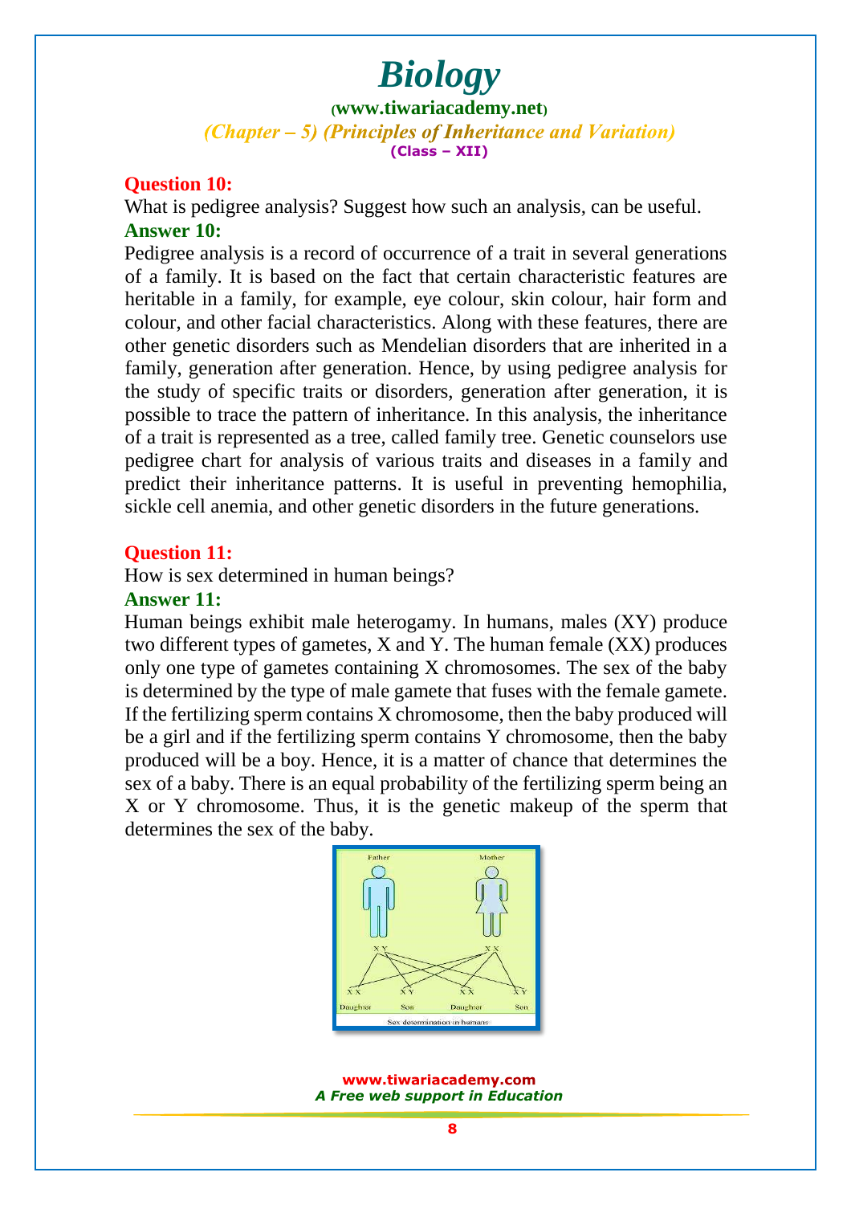**Question 10:**

What is pedigree analysis? Suggest how such an analysis, can be useful.

**Answer 10:**

Pedigree analysis is a record of occurrence of a trait in several generations of a family. It is based on the fact that certain characteristic features are heritable in a family, for example, eye colour, skin colour, hair form and colour, and other facial characteristics. Along with these features, there are other genetic disorders such as Mendelian disorders that are inherited in a family, generation after generation. Hence, by using pedigree analysis for the study of specific traits or disorders, generation after generation, it is possible to trace the pattern of inheritance. In this analysis, the inheritance of a trait is represented as a tree, called family tree. Genetic counselors use pedigree chart for analysis of various traits and diseases in a family and predict their inheritance patterns. It is useful in preventing hemophilia, sickle cell anemia, and other genetic disorders in the future generations.

**Question 11:**

How is sex determined in human beings?

**Answer 11:**

Human beings exhibit male heterogamy. In humans, males (XY) produce two different types of gametes, X and Y. The human female (XX) produces only one type of gametes containing X chromosomes. The sex of the baby is determined by the type of male gamete that fuses with the female gamete. If the fertilizing sperm contains X chromosome, then the baby produced will be a girl and if the fertilizing sperm contains Y chromosome, then the baby produced will be a boy. Hence, it is a matter of chance that determines the sex of a baby. There is an equal probability of the fertilizing sperm being an X or Y chromosome. Thus, it is the genetic makeup of the sperm that determines the sex of the baby.

Father

Mother

X Y

X X

X X

X Y

X X

X Y

Daughter

Son

Daughter

Son

Sex determination in humans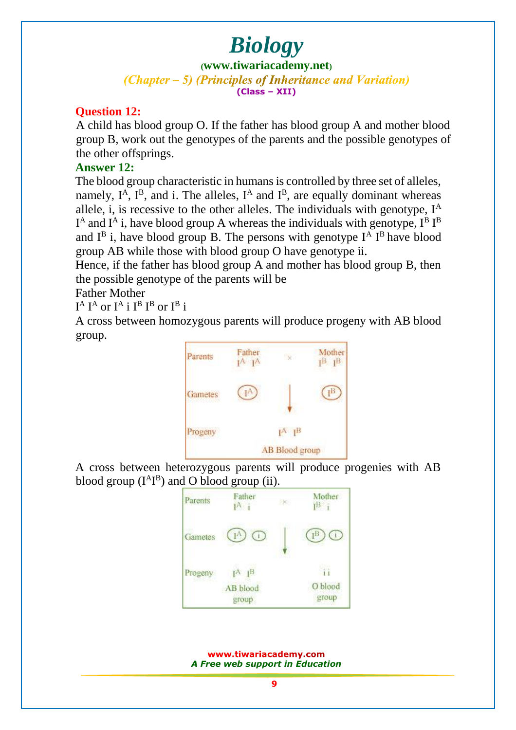**Question 12:**

A child has blood group O. If the father has blood group A and mother blood group B, work out the genotypes of the parents and the possible genotypes of the other offsprings.

**Answer 12:**

The blood group characteristic in humans is controlled by three set of alleles, namely, $I^A$, $I^B$, and i. The alleles, $I^A$ and $I^B$, are equally dominant whereas allele, i, is recessive to the other alleles. The individuals with genotype, $I^A$ $I^A$ and $I^A$ i, have blood group A whereas the individuals with genotype, $I^B$ $I^B$ and $I^B$ i, have blood group B. The persons with genotype $I^A$ $I^B$ have blood group AB while those with blood group O have genotype ii.

Hence, if the father has blood group A and mother has blood group B, then the possible genotype of the parents will be

Father Mother

$I^A$ $I^A$ or $I^A$ i $I^B$ $I^B$ or $I^B$ i

A cross between homozygous parents will produce progeny with AB blood group.

| | | | |
|---|---|---|---|
| Parents | Father $I^A$ $I^A$ | × | Mother $I^B$ $I^B$ |
| Gametes | $I^A$ | ↓ | $I^B$ |
| Progeny | | $I^A$ $I^B$ AB Blood group | |

A cross between heterozygous parents will produce progenies with AB blood group ($I^A I^B$) and O blood group (ii).

| | | | |
|---|---|---|---|
| Parents | Father $I^A$ i | × | Mother $I^B$ i |
| Gametes | $I^A$ i | ↓ | $I^B$ i |
| Progeny | $I^A$ $I^B$ AB blood group | | ii O blood group |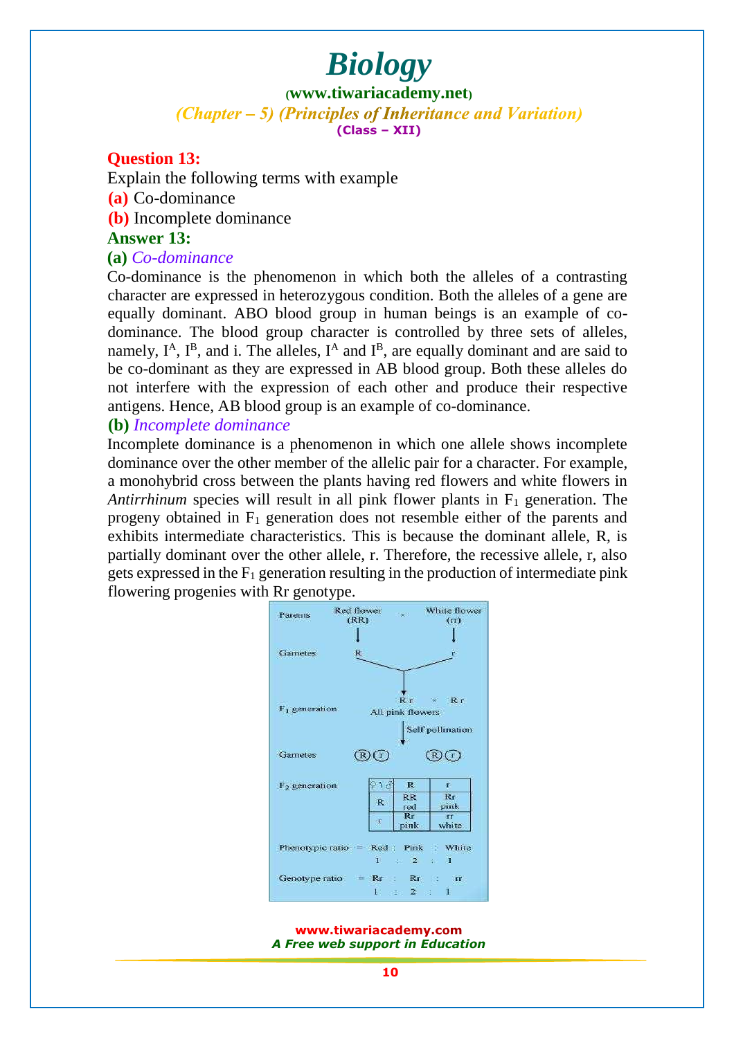# Biology

(www.tiwariacademy.net)

*(Chapter – 5) (Principles of Inheritance and Variation)*

**(Class – XII)**

**Question 13:**

Explain the following terms with example

**(a)** Co-dominance

**(b)** Incomplete dominance

**Answer 13:**

**(a)** *Co-dominance*

Co-dominance is the phenomenon in which both the alleles of a contrasting character are expressed in heterozygous condition. Both the alleles of a gene are equally dominant. ABO blood group in human beings is an example of co-dominance. The blood group character is controlled by three sets of alleles, namely, $I^A$, $I^B$, and i. The alleles, $I^A$ and $I^B$, are equally dominant and are said to be co-dominant as they are expressed in AB blood group. Both these alleles do not interfere with the expression of each other and produce their respective antigens. Hence, AB blood group is an example of co-dominance.

**(b)** *Incomplete dominance*

Incomplete dominance is a phenomenon in which one allele shows incomplete dominance over the other member of the allelic pair for a character. For example, a monohybrid cross between the plants having red flowers and white flowers in *Antirrhinum* species will result in all pink flower plants in $F_1$ generation. The progeny obtained in $F_1$ generation does not resemble either of the parents and exhibits intermediate characteristics. This is because the dominant allele, R, is partially dominant over the other allele, r. Therefore, the recessive allele, r, also gets expressed in the $F_1$ generation resulting in the production of intermediate pink flowering progenies with Rr genotype.

Parents: Red flower (RR) × White flower (rr)

Gametes: R, r

$F_1$ generation: Rr × Rr
All pink flowers

Self pollination

Gametes: R r   R r

$F_2$ generation:

| ♀ \ ♂ | R | r |
|---|---|---|
| R | RR red | Rr pink |
| r | Rr pink | rr white |

Phenotypic ratio = Red : Pink : White
1 : 2 : 1

Genotype ratio = Rr : Rr : rr
1 : 2 : 1

www.tiwariacademy.com

*A Free web support in Education*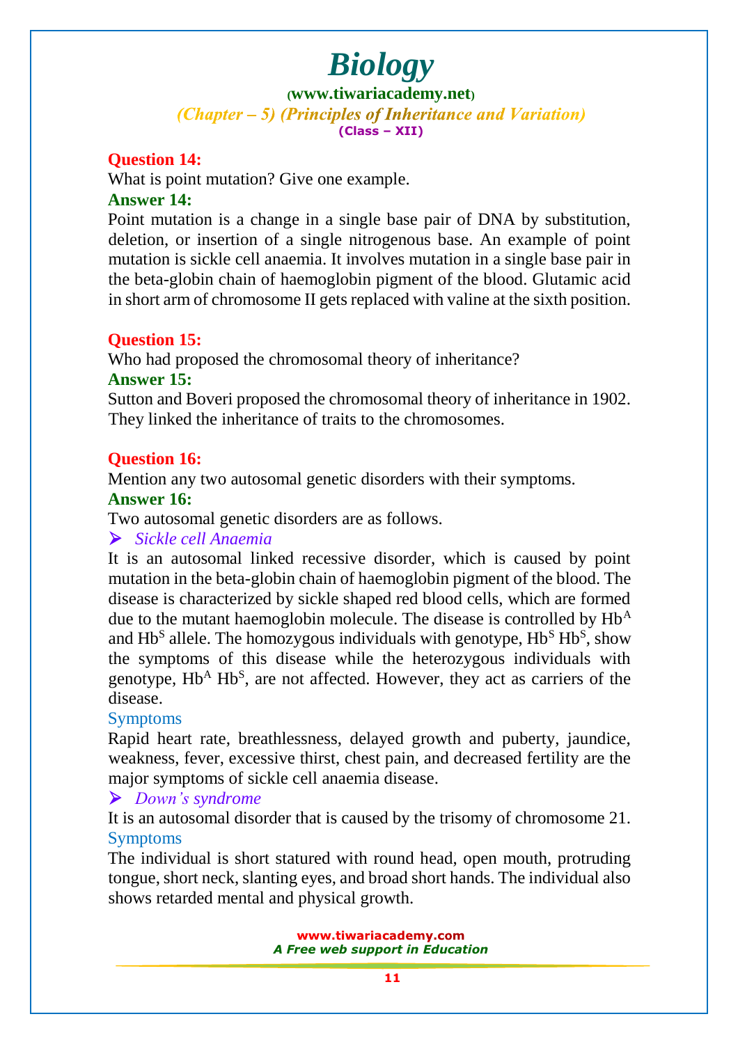**Question 14:**

What is point mutation? Give one example.

**Answer 14:**

Point mutation is a change in a single base pair of DNA by substitution, deletion, or insertion of a single nitrogenous base. An example of point mutation is sickle cell anaemia. It involves mutation in a single base pair in the beta-globin chain of haemoglobin pigment of the blood. Glutamic acid in short arm of chromosome II gets replaced with valine at the sixth position.

**Question 15:**

Who had proposed the chromosomal theory of inheritance?

**Answer 15:**

Sutton and Boveri proposed the chromosomal theory of inheritance in 1902. They linked the inheritance of traits to the chromosomes.

**Question 16:**

Mention any two autosomal genetic disorders with their symptoms.

**Answer 16:**

Two autosomal genetic disorders are as follows.

- *Sickle cell Anaemia*

It is an autosomal linked recessive disorder, which is caused by point mutation in the beta-globin chain of haemoglobin pigment of the blood. The disease is characterized by sickle shaped red blood cells, which are formed due to the mutant haemoglobin molecule. The disease is controlled by $Hb^A$ and $Hb^S$ allele. The homozygous individuals with genotype, $Hb^S$ $Hb^S$, show the symptoms of this disease while the heterozygous individuals with genotype, $Hb^A$ $Hb^S$, are not affected. However, they act as carriers of the disease.

Symptoms

Rapid heart rate, breathlessness, delayed growth and puberty, jaundice, weakness, fever, excessive thirst, chest pain, and decreased fertility are the major symptoms of sickle cell anaemia disease.

- *Down's syndrome*

It is an autosomal disorder that is caused by the trisomy of chromosome 21.

Symptoms

The individual is short statured with round head, open mouth, protruding tongue, short neck, slanting eyes, and broad short hands. The individual also shows retarded mental and physical growth.